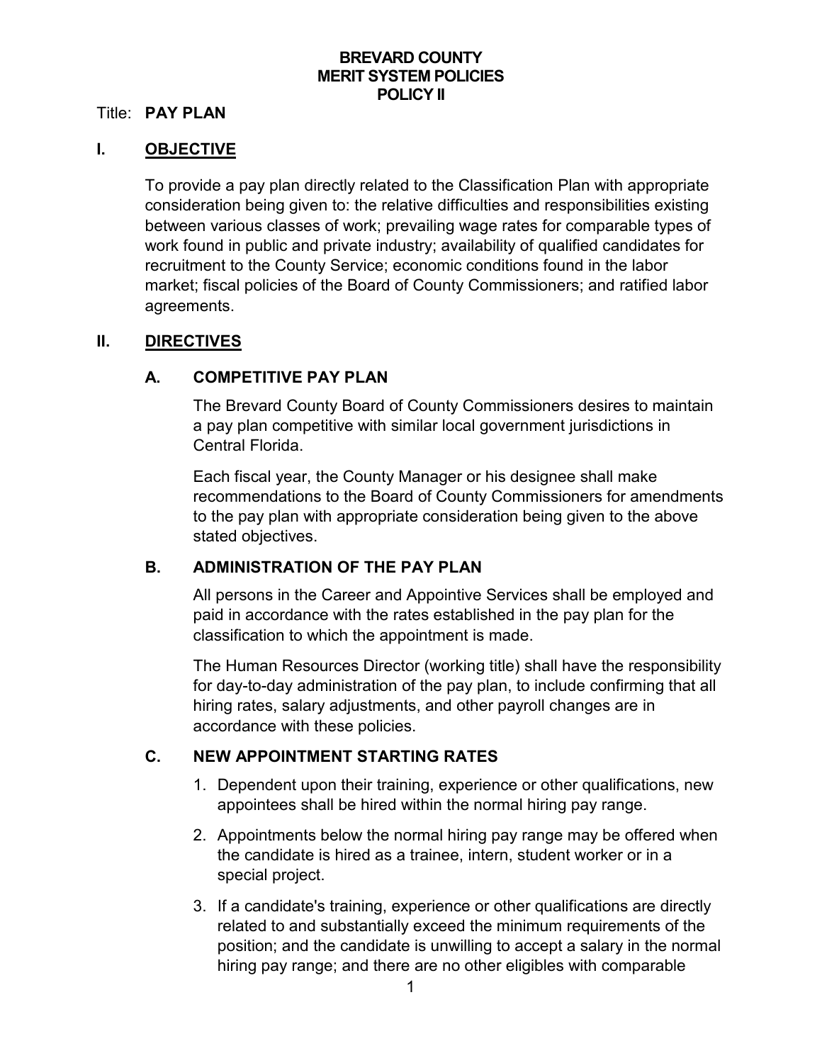**BREVARD COUNTY**
**MERIT SYSTEM POLICIES**
**POLICY II**

Title: **PAY PLAN**

## I. OBJECTIVE

To provide a pay plan directly related to the Classification Plan with appropriate consideration being given to: the relative difficulties and responsibilities existing between various classes of work; prevailing wage rates for comparable types of work found in public and private industry; availability of qualified candidates for recruitment to the County Service; economic conditions found in the labor market; fiscal policies of the Board of County Commissioners; and ratified labor agreements.

## II. DIRECTIVES

### A. COMPETITIVE PAY PLAN

The Brevard County Board of County Commissioners desires to maintain a pay plan competitive with similar local government jurisdictions in Central Florida.

Each fiscal year, the County Manager or his designee shall make recommendations to the Board of County Commissioners for amendments to the pay plan with appropriate consideration being given to the above stated objectives.

### B. ADMINISTRATION OF THE PAY PLAN

All persons in the Career and Appointive Services shall be employed and paid in accordance with the rates established in the pay plan for the classification to which the appointment is made.

The Human Resources Director (working title) shall have the responsibility for day-to-day administration of the pay plan, to include confirming that all hiring rates, salary adjustments, and other payroll changes are in accordance with these policies.

### C. NEW APPOINTMENT STARTING RATES

1. Dependent upon their training, experience or other qualifications, new appointees shall be hired within the normal hiring pay range.
2. Appointments below the normal hiring pay range may be offered when the candidate is hired as a trainee, intern, student worker or in a special project.
3. If a candidate's training, experience or other qualifications are directly related to and substantially exceed the minimum requirements of the position; and the candidate is unwilling to accept a salary in the normal hiring pay range; and there are no other eligibles with comparable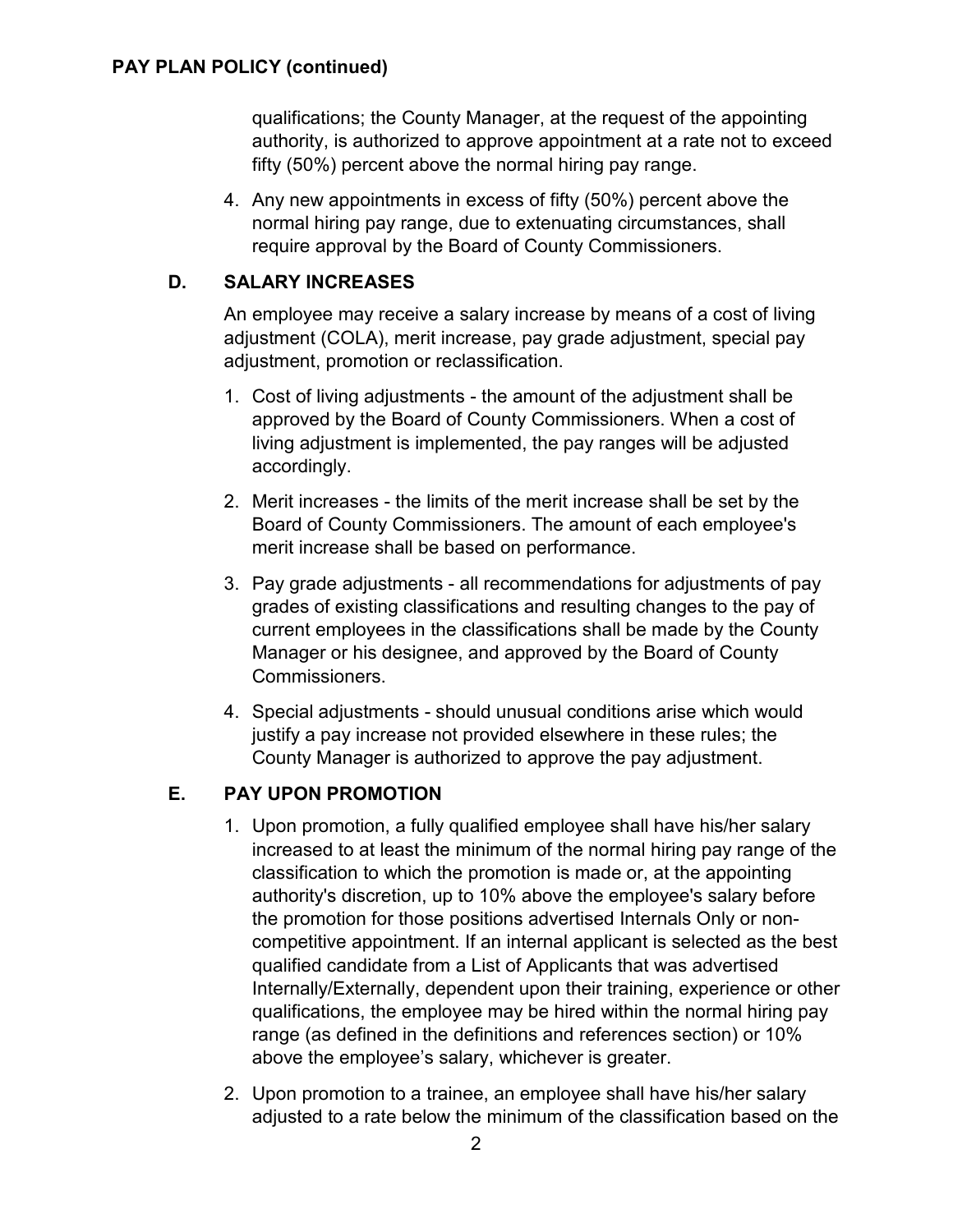qualifications; the County Manager, at the request of the appointing authority, is authorized to approve appointment at a rate not to exceed fifty (50%) percent above the normal hiring pay range.

4. Any new appointments in excess of fifty (50%) percent above the normal hiring pay range, due to extenuating circumstances, shall require approval by the Board of County Commissioners.

## D. SALARY INCREASES

An employee may receive a salary increase by means of a cost of living adjustment (COLA), merit increase, pay grade adjustment, special pay adjustment, promotion or reclassification.

1. Cost of living adjustments - the amount of the adjustment shall be approved by the Board of County Commissioners. When a cost of living adjustment is implemented, the pay ranges will be adjusted accordingly.
2. Merit increases - the limits of the merit increase shall be set by the Board of County Commissioners. The amount of each employee's merit increase shall be based on performance.
3. Pay grade adjustments - all recommendations for adjustments of pay grades of existing classifications and resulting changes to the pay of current employees in the classifications shall be made by the County Manager or his designee, and approved by the Board of County Commissioners.
4. Special adjustments - should unusual conditions arise which would justify a pay increase not provided elsewhere in these rules; the County Manager is authorized to approve the pay adjustment.

## E. PAY UPON PROMOTION

1. Upon promotion, a fully qualified employee shall have his/her salary increased to at least the minimum of the normal hiring pay range of the classification to which the promotion is made or, at the appointing authority's discretion, up to 10% above the employee's salary before the promotion for those positions advertised Internals Only or non-competitive appointment. If an internal applicant is selected as the best qualified candidate from a List of Applicants that was advertised Internally/Externally, dependent upon their training, experience or other qualifications, the employee may be hired within the normal hiring pay range (as defined in the definitions and references section) or 10% above the employee's salary, whichever is greater.
2. Upon promotion to a trainee, an employee shall have his/her salary adjusted to a rate below the minimum of the classification based on the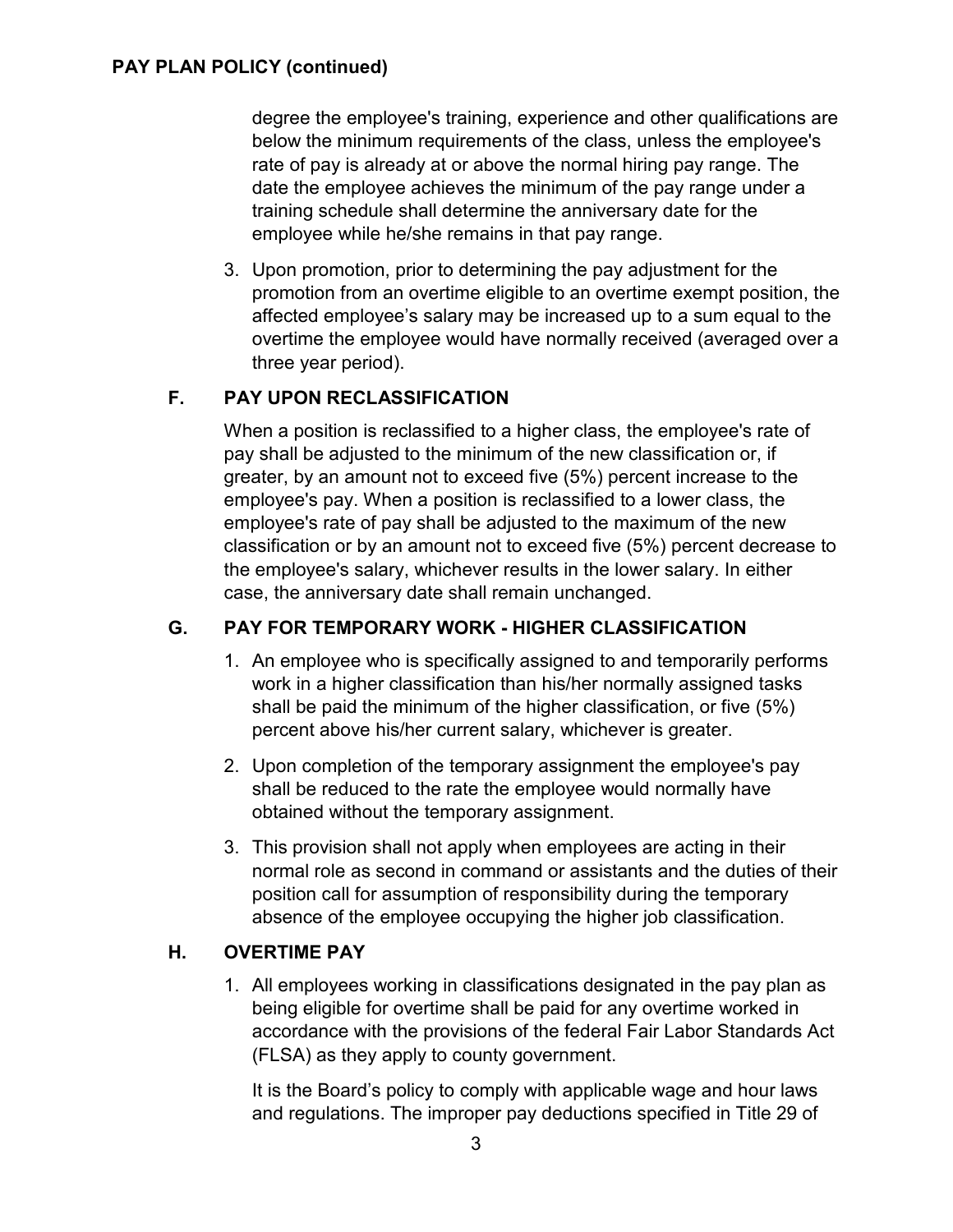degree the employee's training, experience and other qualifications are below the minimum requirements of the class, unless the employee's rate of pay is already at or above the normal hiring pay range. The date the employee achieves the minimum of the pay range under a training schedule shall determine the anniversary date for the employee while he/she remains in that pay range.

3. Upon promotion, prior to determining the pay adjustment for the promotion from an overtime eligible to an overtime exempt position, the affected employee's salary may be increased up to a sum equal to the overtime the employee would have normally received (averaged over a three year period).

## F. PAY UPON RECLASSIFICATION

When a position is reclassified to a higher class, the employee's rate of pay shall be adjusted to the minimum of the new classification or, if greater, by an amount not to exceed five (5%) percent increase to the employee's pay. When a position is reclassified to a lower class, the employee's rate of pay shall be adjusted to the maximum of the new classification or by an amount not to exceed five (5%) percent decrease to the employee's salary, whichever results in the lower salary. In either case, the anniversary date shall remain unchanged.

## G. PAY FOR TEMPORARY WORK - HIGHER CLASSIFICATION

1. An employee who is specifically assigned to and temporarily performs work in a higher classification than his/her normally assigned tasks shall be paid the minimum of the higher classification, or five (5%) percent above his/her current salary, whichever is greater.

2. Upon completion of the temporary assignment the employee's pay shall be reduced to the rate the employee would normally have obtained without the temporary assignment.

3. This provision shall not apply when employees are acting in their normal role as second in command or assistants and the duties of their position call for assumption of responsibility during the temporary absence of the employee occupying the higher job classification.

## H. OVERTIME PAY

1. All employees working in classifications designated in the pay plan as being eligible for overtime shall be paid for any overtime worked in accordance with the provisions of the federal Fair Labor Standards Act (FLSA) as they apply to county government.

   It is the Board's policy to comply with applicable wage and hour laws and regulations. The improper pay deductions specified in Title 29 of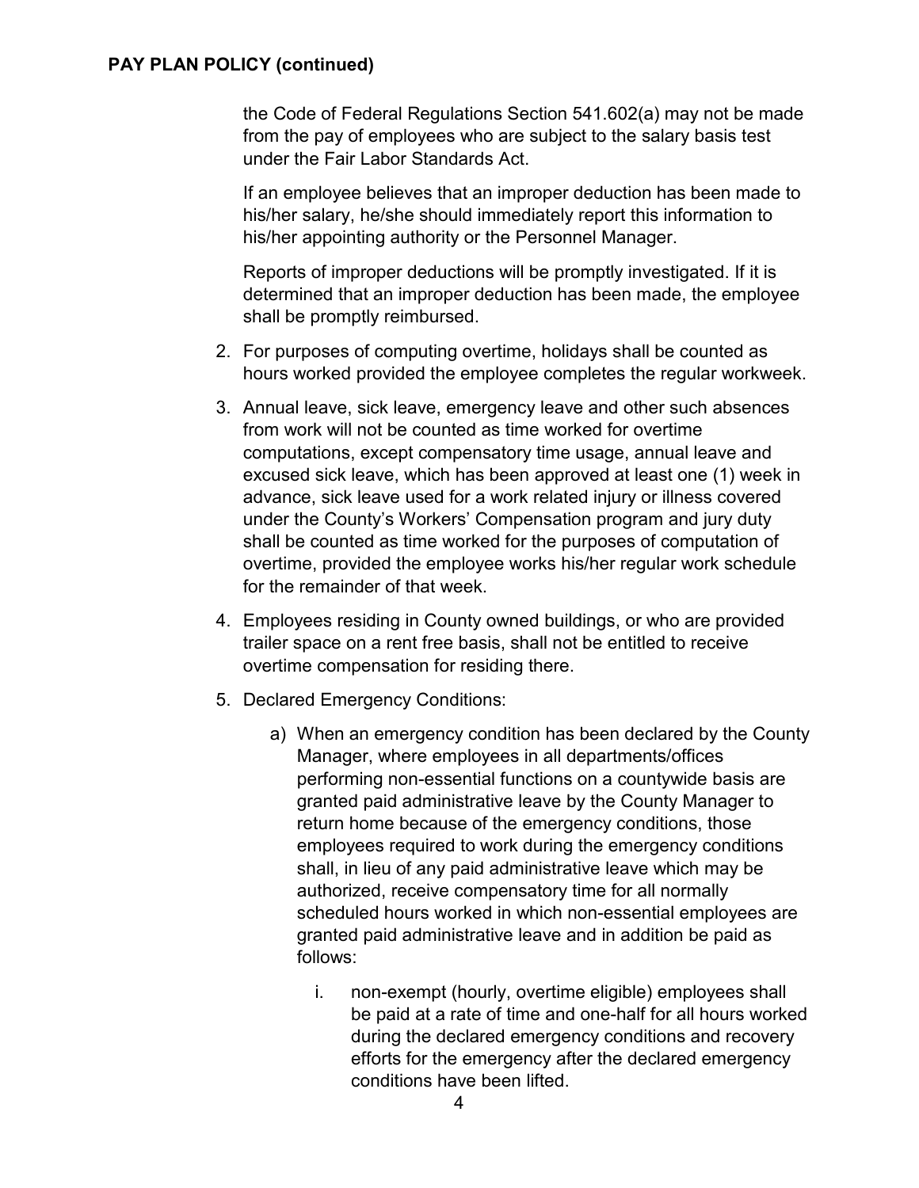## PAY PLAN POLICY (continued)

the Code of Federal Regulations Section 541.602(a) may not be made from the pay of employees who are subject to the salary basis test under the Fair Labor Standards Act.

If an employee believes that an improper deduction has been made to his/her salary, he/she should immediately report this information to his/her appointing authority or the Personnel Manager.

Reports of improper deductions will be promptly investigated. If it is determined that an improper deduction has been made, the employee shall be promptly reimbursed.

2. For purposes of computing overtime, holidays shall be counted as hours worked provided the employee completes the regular workweek.

3. Annual leave, sick leave, emergency leave and other such absences from work will not be counted as time worked for overtime computations, except compensatory time usage, annual leave and excused sick leave, which has been approved at least one (1) week in advance, sick leave used for a work related injury or illness covered under the County's Workers' Compensation program and jury duty shall be counted as time worked for the purposes of computation of overtime, provided the employee works his/her regular work schedule for the remainder of that week.

4. Employees residing in County owned buildings, or who are provided trailer space on a rent free basis, shall not be entitled to receive overtime compensation for residing there.

5. Declared Emergency Conditions:

   a) When an emergency condition has been declared by the County Manager, where employees in all departments/offices performing non-essential functions on a countywide basis are granted paid administrative leave by the County Manager to return home because of the emergency conditions, those employees required to work during the emergency conditions shall, in lieu of any paid administrative leave which may be authorized, receive compensatory time for all normally scheduled hours worked in which non-essential employees are granted paid administrative leave and in addition be paid as follows:

      i. non-exempt (hourly, overtime eligible) employees shall be paid at a rate of time and one-half for all hours worked during the declared emergency conditions and recovery efforts for the emergency after the declared emergency conditions have been lifted.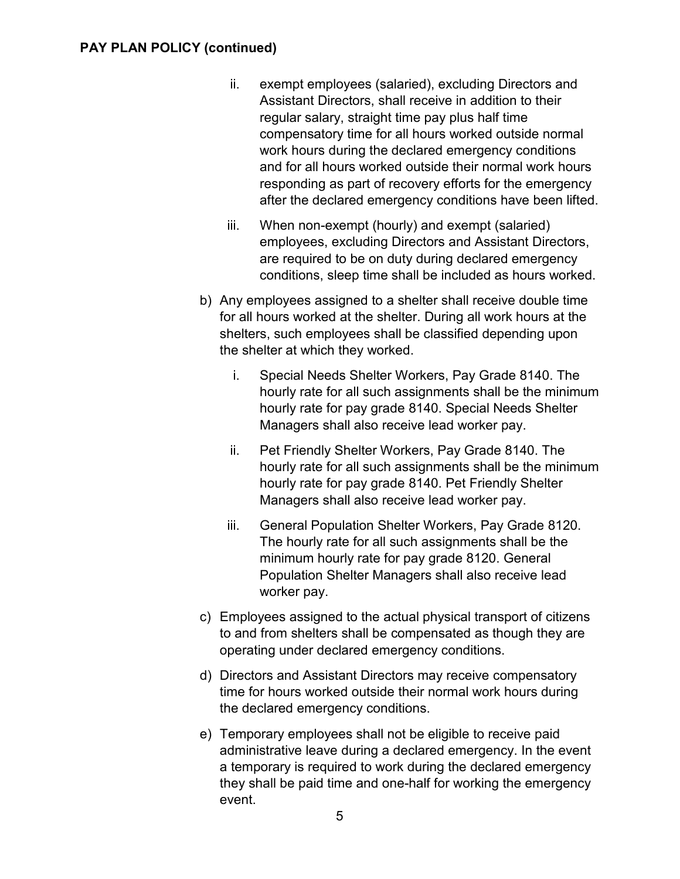**PAY PLAN POLICY (continued)**

   ii. exempt employees (salaried), excluding Directors and Assistant Directors, shall receive in addition to their regular salary, straight time pay plus half time compensatory time for all hours worked outside normal work hours during the declared emergency conditions and for all hours worked outside their normal work hours responding as part of recovery efforts for the emergency after the declared emergency conditions have been lifted.

   iii. When non-exempt (hourly) and exempt (salaried) employees, excluding Directors and Assistant Directors, are required to be on duty during declared emergency conditions, sleep time shall be included as hours worked.

b) Any employees assigned to a shelter shall receive double time for all hours worked at the shelter. During all work hours at the shelters, such employees shall be classified depending upon the shelter at which they worked.

   i. Special Needs Shelter Workers, Pay Grade 8140. The hourly rate for all such assignments shall be the minimum hourly rate for pay grade 8140. Special Needs Shelter Managers shall also receive lead worker pay.

   ii. Pet Friendly Shelter Workers, Pay Grade 8140. The hourly rate for all such assignments shall be the minimum hourly rate for pay grade 8140. Pet Friendly Shelter Managers shall also receive lead worker pay.

   iii. General Population Shelter Workers, Pay Grade 8120. The hourly rate for all such assignments shall be the minimum hourly rate for pay grade 8120. General Population Shelter Managers shall also receive lead worker pay.

c) Employees assigned to the actual physical transport of citizens to and from shelters shall be compensated as though they are operating under declared emergency conditions.

d) Directors and Assistant Directors may receive compensatory time for hours worked outside their normal work hours during the declared emergency conditions.

e) Temporary employees shall not be eligible to receive paid administrative leave during a declared emergency. In the event a temporary is required to work during the declared emergency they shall be paid time and one-half for working the emergency event.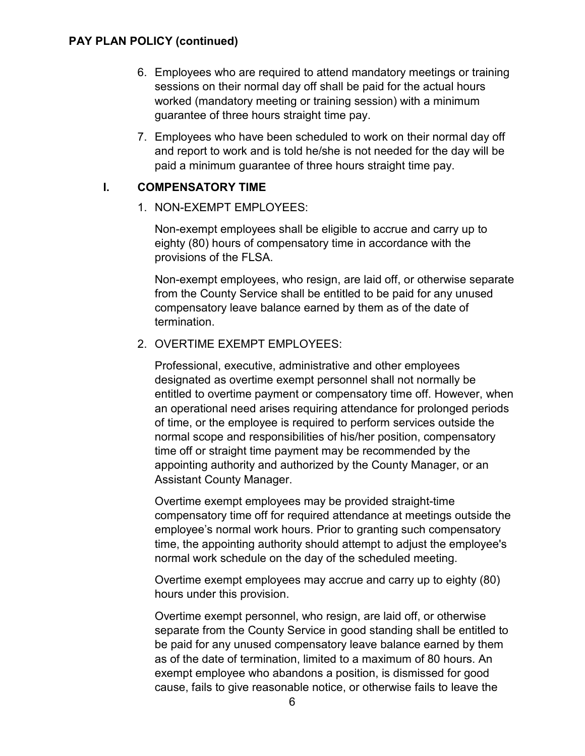**PAY PLAN POLICY (continued)**

6. Employees who are required to attend mandatory meetings or training sessions on their normal day off shall be paid for the actual hours worked (mandatory meeting or training session) with a minimum guarantee of three hours straight time pay.

7. Employees who have been scheduled to work on their normal day off and report to work and is told he/she is not needed for the day will be paid a minimum guarantee of three hours straight time pay.

## I. COMPENSATORY TIME

1. NON-EXEMPT EMPLOYEES:

   Non-exempt employees shall be eligible to accrue and carry up to eighty (80) hours of compensatory time in accordance with the provisions of the FLSA.

   Non-exempt employees, who resign, are laid off, or otherwise separate from the County Service shall be entitled to be paid for any unused compensatory leave balance earned by them as of the date of termination.

2. OVERTIME EXEMPT EMPLOYEES:

   Professional, executive, administrative and other employees designated as overtime exempt personnel shall not normally be entitled to overtime payment or compensatory time off. However, when an operational need arises requiring attendance for prolonged periods of time, or the employee is required to perform services outside the normal scope and responsibilities of his/her position, compensatory time off or straight time payment may be recommended by the appointing authority and authorized by the County Manager, or an Assistant County Manager.

   Overtime exempt employees may be provided straight-time compensatory time off for required attendance at meetings outside the employee's normal work hours. Prior to granting such compensatory time, the appointing authority should attempt to adjust the employee's normal work schedule on the day of the scheduled meeting.

   Overtime exempt employees may accrue and carry up to eighty (80) hours under this provision.

   Overtime exempt personnel, who resign, are laid off, or otherwise separate from the County Service in good standing shall be entitled to be paid for any unused compensatory leave balance earned by them as of the date of termination, limited to a maximum of 80 hours. An exempt employee who abandons a position, is dismissed for good cause, fails to give reasonable notice, or otherwise fails to leave the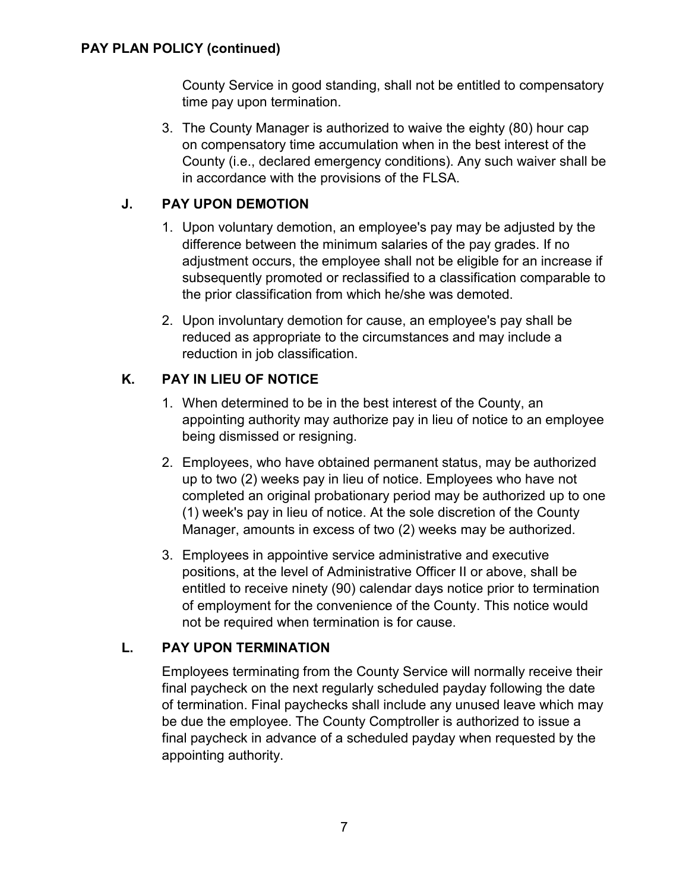County Service in good standing, shall not be entitled to compensatory time pay upon termination.

3. The County Manager is authorized to waive the eighty (80) hour cap on compensatory time accumulation when in the best interest of the County (i.e., declared emergency conditions). Any such waiver shall be in accordance with the provisions of the FLSA.

### J. PAY UPON DEMOTION

1. Upon voluntary demotion, an employee's pay may be adjusted by the difference between the minimum salaries of the pay grades. If no adjustment occurs, the employee shall not be eligible for an increase if subsequently promoted or reclassified to a classification comparable to the prior classification from which he/she was demoted.
2. Upon involuntary demotion for cause, an employee's pay shall be reduced as appropriate to the circumstances and may include a reduction in job classification.

### K. PAY IN LIEU OF NOTICE

1. When determined to be in the best interest of the County, an appointing authority may authorize pay in lieu of notice to an employee being dismissed or resigning.
2. Employees, who have obtained permanent status, may be authorized up to two (2) weeks pay in lieu of notice. Employees who have not completed an original probationary period may be authorized up to one (1) week's pay in lieu of notice. At the sole discretion of the County Manager, amounts in excess of two (2) weeks may be authorized.
3. Employees in appointive service administrative and executive positions, at the level of Administrative Officer II or above, shall be entitled to receive ninety (90) calendar days notice prior to termination of employment for the convenience of the County. This notice would not be required when termination is for cause.

### L. PAY UPON TERMINATION

Employees terminating from the County Service will normally receive their final paycheck on the next regularly scheduled payday following the date of termination. Final paychecks shall include any unused leave which may be due the employee. The County Comptroller is authorized to issue a final paycheck in advance of a scheduled payday when requested by the appointing authority.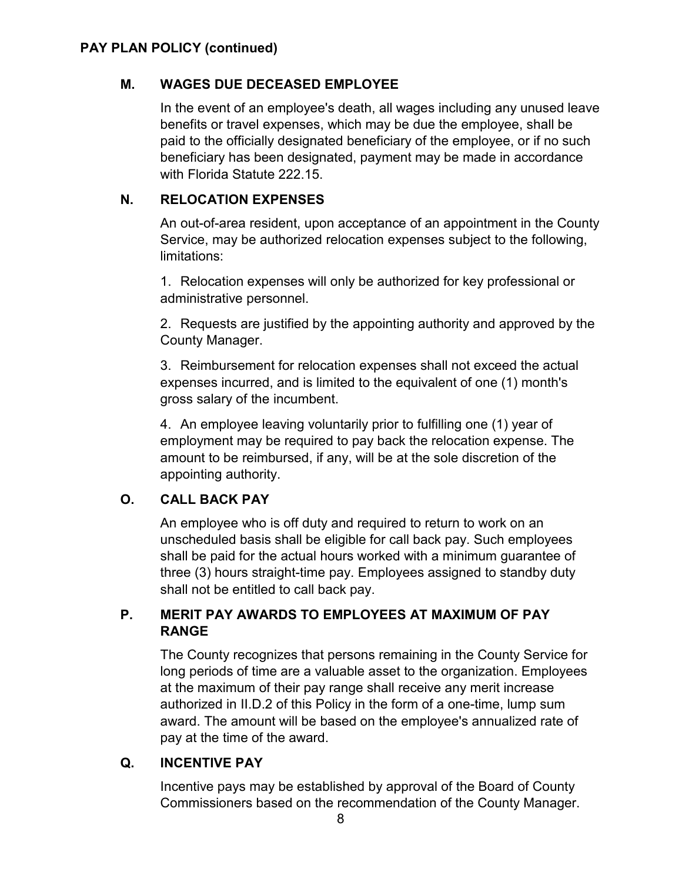## PAY PLAN POLICY (continued)

### M. WAGES DUE DECEASED EMPLOYEE

In the event of an employee's death, all wages including any unused leave benefits or travel expenses, which may be due the employee, shall be paid to the officially designated beneficiary of the employee, or if no such beneficiary has been designated, payment may be made in accordance with Florida Statute 222.15.

### N. RELOCATION EXPENSES

An out-of-area resident, upon acceptance of an appointment in the County Service, may be authorized relocation expenses subject to the following, limitations:

1. Relocation expenses will only be authorized for key professional or administrative personnel.

2. Requests are justified by the appointing authority and approved by the County Manager.

3. Reimbursement for relocation expenses shall not exceed the actual expenses incurred, and is limited to the equivalent of one (1) month's gross salary of the incumbent.

4. An employee leaving voluntarily prior to fulfilling one (1) year of employment may be required to pay back the relocation expense. The amount to be reimbursed, if any, will be at the sole discretion of the appointing authority.

### O. CALL BACK PAY

An employee who is off duty and required to return to work on an unscheduled basis shall be eligible for call back pay. Such employees shall be paid for the actual hours worked with a minimum guarantee of three (3) hours straight-time pay. Employees assigned to standby duty shall not be entitled to call back pay.

### P. MERIT PAY AWARDS TO EMPLOYEES AT MAXIMUM OF PAY RANGE

The County recognizes that persons remaining in the County Service for long periods of time are a valuable asset to the organization. Employees at the maximum of their pay range shall receive any merit increase authorized in II.D.2 of this Policy in the form of a one-time, lump sum award. The amount will be based on the employee's annualized rate of pay at the time of the award.

### Q. INCENTIVE PAY

Incentive pays may be established by approval of the Board of County Commissioners based on the recommendation of the County Manager.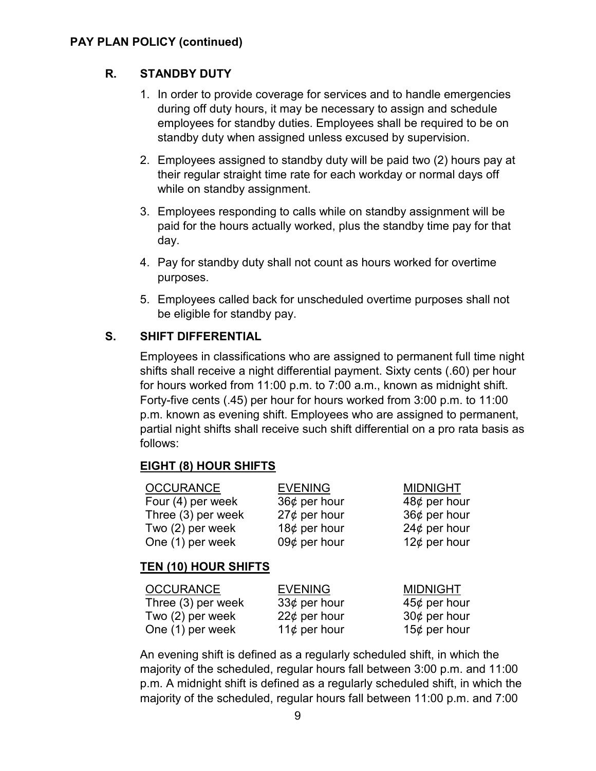**PAY PLAN POLICY (continued)**

## R. STANDBY DUTY

1. In order to provide coverage for services and to handle emergencies during off duty hours, it may be necessary to assign and schedule employees for standby duties. Employees shall be required to be on standby duty when assigned unless excused by supervision.
2. Employees assigned to standby duty will be paid two (2) hours pay at their regular straight time rate for each workday or normal days off while on standby assignment.
3. Employees responding to calls while on standby assignment will be paid for the hours actually worked, plus the standby time pay for that day.
4. Pay for standby duty shall not count as hours worked for overtime purposes.
5. Employees called back for unscheduled overtime purposes shall not be eligible for standby pay.

## S. SHIFT DIFFERENTIAL

Employees in classifications who are assigned to permanent full time night shifts shall receive a night differential payment. Sixty cents (.60) per hour for hours worked from 11:00 p.m. to 7:00 a.m., known as midnight shift. Forty-five cents (.45) per hour for hours worked from 3:00 p.m. to 11:00 p.m. known as evening shift. Employees who are assigned to permanent, partial night shifts shall receive such shift differential on a pro rata basis as follows:

**EIGHT (8) HOUR SHIFTS**

| OCCURANCE | EVENING | MIDNIGHT |
|---|---|---|
| Four (4) per week | 36¢ per hour | 48¢ per hour |
| Three (3) per week | 27¢ per hour | 36¢ per hour |
| Two (2) per week | 18¢ per hour | 24¢ per hour |
| One (1) per week | 09¢ per hour | 12¢ per hour |

**TEN (10) HOUR SHIFTS**

| OCCURANCE | EVENING | MIDNIGHT |
|---|---|---|
| Three (3) per week | 33¢ per hour | 45¢ per hour |
| Two (2) per week | 22¢ per hour | 30¢ per hour |
| One (1) per week | 11¢ per hour | 15¢ per hour |

An evening shift is defined as a regularly scheduled shift, in which the majority of the scheduled, regular hours fall between 3:00 p.m. and 11:00 p.m. A midnight shift is defined as a regularly scheduled shift, in which the majority of the scheduled, regular hours fall between 11:00 p.m. and 7:00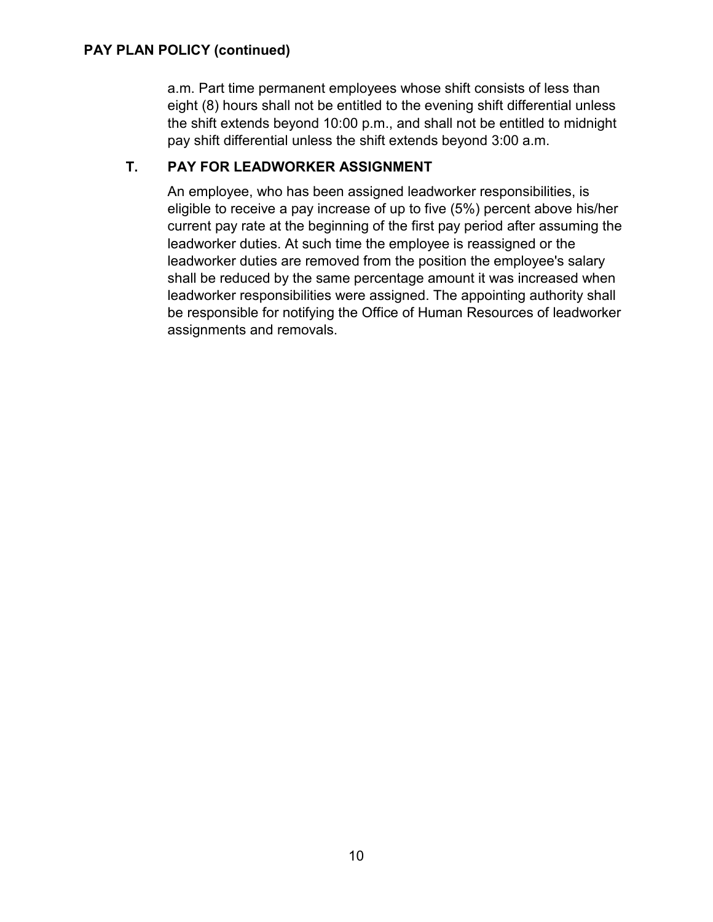a.m. Part time permanent employees whose shift consists of less than eight (8) hours shall not be entitled to the evening shift differential unless the shift extends beyond 10:00 p.m., and shall not be entitled to midnight pay shift differential unless the shift extends beyond 3:00 a.m.

## T. PAY FOR LEADWORKER ASSIGNMENT

An employee, who has been assigned leadworker responsibilities, is eligible to receive a pay increase of up to five (5%) percent above his/her current pay rate at the beginning of the first pay period after assuming the leadworker duties. At such time the employee is reassigned or the leadworker duties are removed from the position the employee's salary shall be reduced by the same percentage amount it was increased when leadworker responsibilities were assigned. The appointing authority shall be responsible for notifying the Office of Human Resources of leadworker assignments and removals.